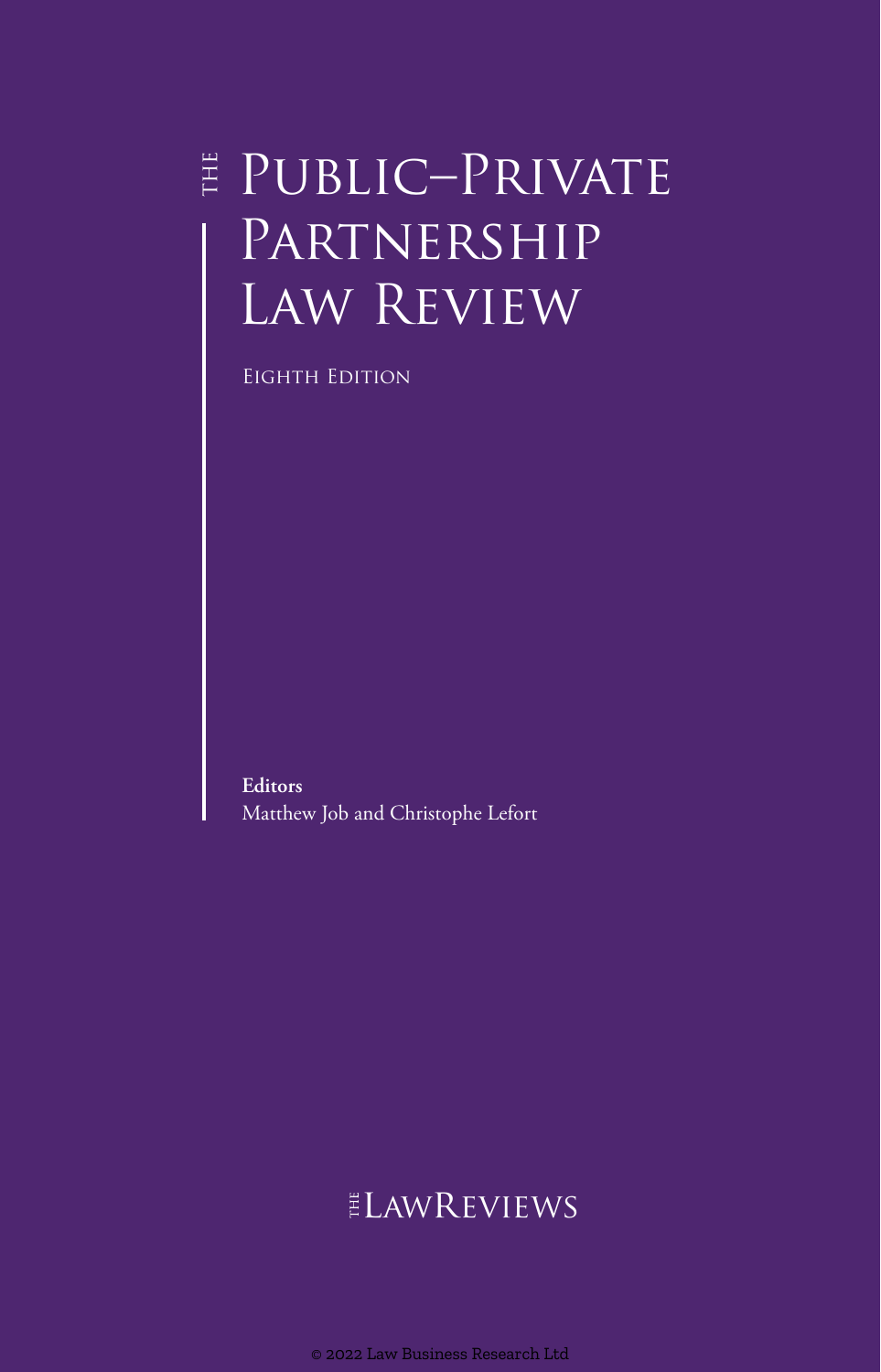# The Public–Private Partnership Law Review

Eighth Edition

**Editors**
Matthew Job and Christophe Lefort

The LawReviews

© 2022 Law Business Research Ltd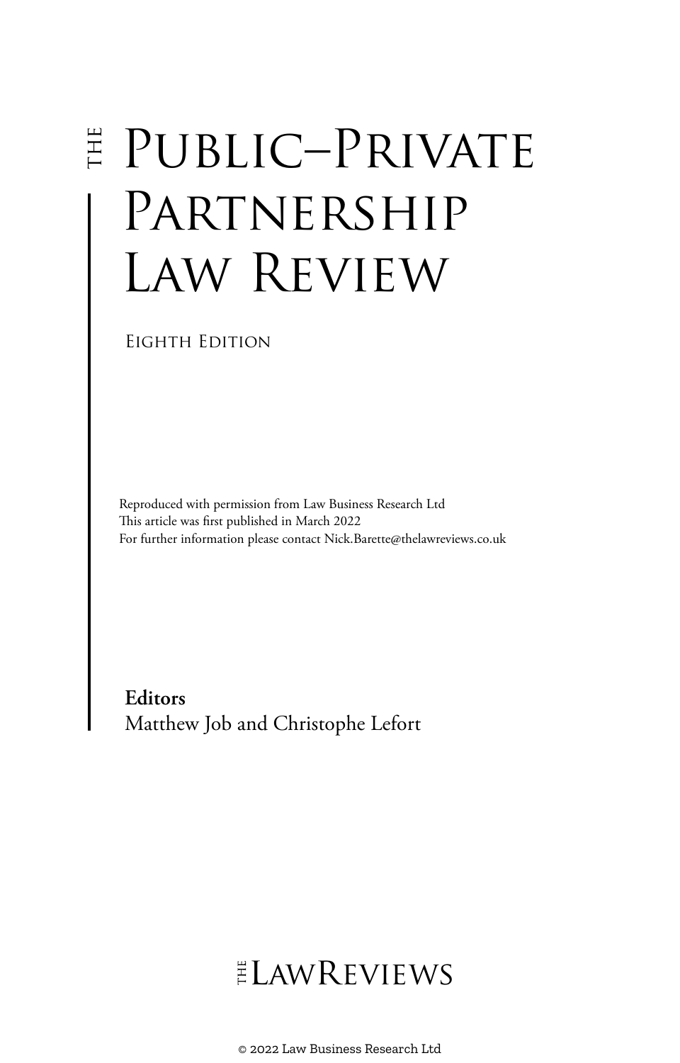# THE PUBLIC–PRIVATE PARTNERSHIP LAW REVIEW

EIGHTH EDITION

Reproduced with permission from Law Business Research Ltd
This article was first published in March 2022
For further information please contact Nick.Barette@thelawreviews.co.uk

**Editors**
Matthew Job and Christophe Lefort

THE LAWREVIEWS

© 2022 Law Business Research Ltd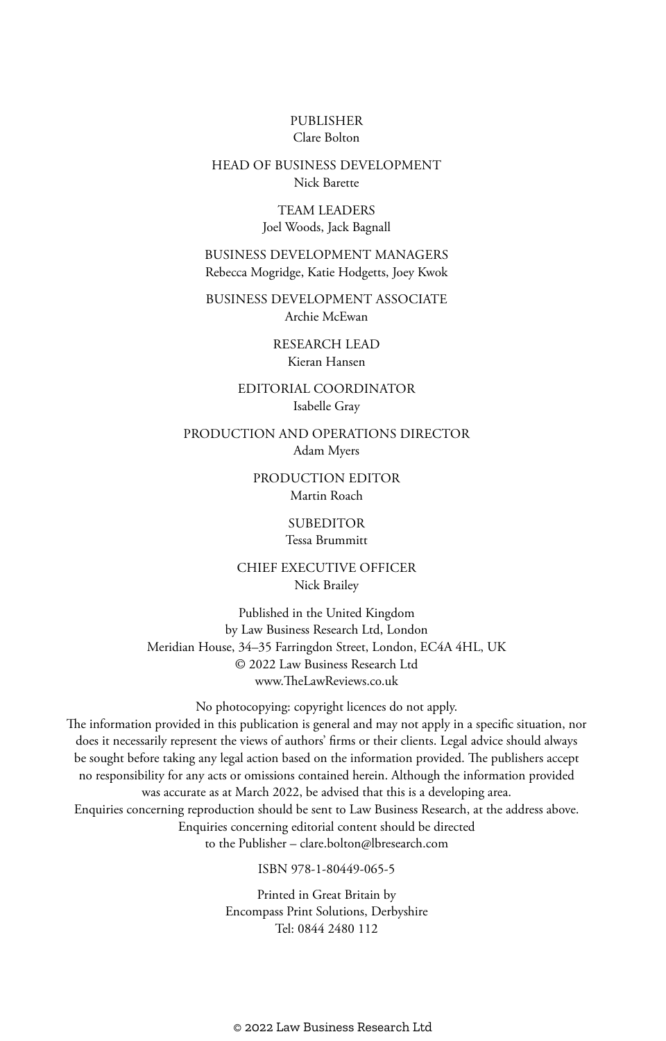PUBLISHER
Clare Bolton

HEAD OF BUSINESS DEVELOPMENT
Nick Barette

TEAM LEADERS
Joel Woods, Jack Bagnall

BUSINESS DEVELOPMENT MANAGERS
Rebecca Mogridge, Katie Hodgetts, Joey Kwok

BUSINESS DEVELOPMENT ASSOCIATE
Archie McEwan

RESEARCH LEAD
Kieran Hansen

EDITORIAL COORDINATOR
Isabelle Gray

PRODUCTION AND OPERATIONS DIRECTOR
Adam Myers

PRODUCTION EDITOR
Martin Roach

SUBEDITOR
Tessa Brummitt

CHIEF EXECUTIVE OFFICER
Nick Brailey

Published in the United Kingdom
by Law Business Research Ltd, London
Meridian House, 34–35 Farringdon Street, London, EC4A 4HL, UK
© 2022 Law Business Research Ltd
www.TheLawReviews.co.uk

No photocopying: copyright licences do not apply.
The information provided in this publication is general and may not apply in a specific situation, nor does it necessarily represent the views of authors' firms or their clients. Legal advice should always be sought before taking any legal action based on the information provided. The publishers accept no responsibility for any acts or omissions contained herein. Although the information provided was accurate as at March 2022, be advised that this is a developing area.
Enquiries concerning reproduction should be sent to Law Business Research, at the address above.
Enquiries concerning editorial content should be directed
to the Publisher – clare.bolton@lbresearch.com

ISBN 978-1-80449-065-5

Printed in Great Britain by
Encompass Print Solutions, Derbyshire
Tel: 0844 2480 112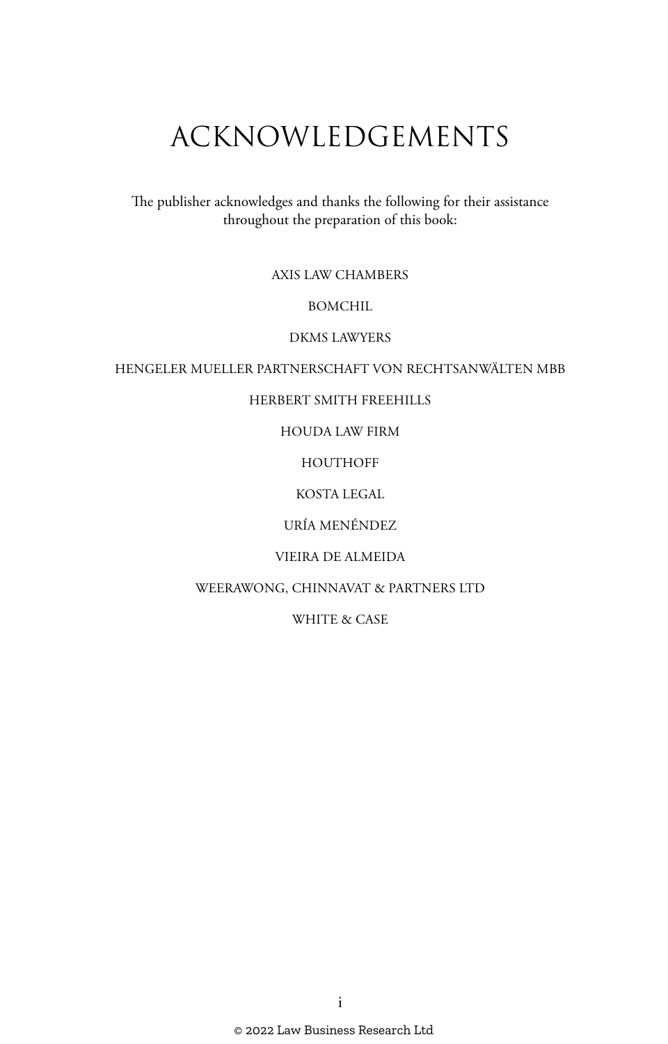# ACKNOWLEDGEMENTS

The publisher acknowledges and thanks the following for their assistance throughout the preparation of this book:

AXIS LAW CHAMBERS

BOMCHIL

DKMS LAWYERS

HENGELER MUELLER PARTNERSCHAFT VON RECHTSANWÄLTEN MBB

HERBERT SMITH FREEHILLS

HOUDA LAW FIRM

HOUTHOFF

KOSTA LEGAL

URÍA MENÉNDEZ

VIEIRA DE ALMEIDA

WEERAWONG, CHINNAVAT & PARTNERS LTD

WHITE & CASE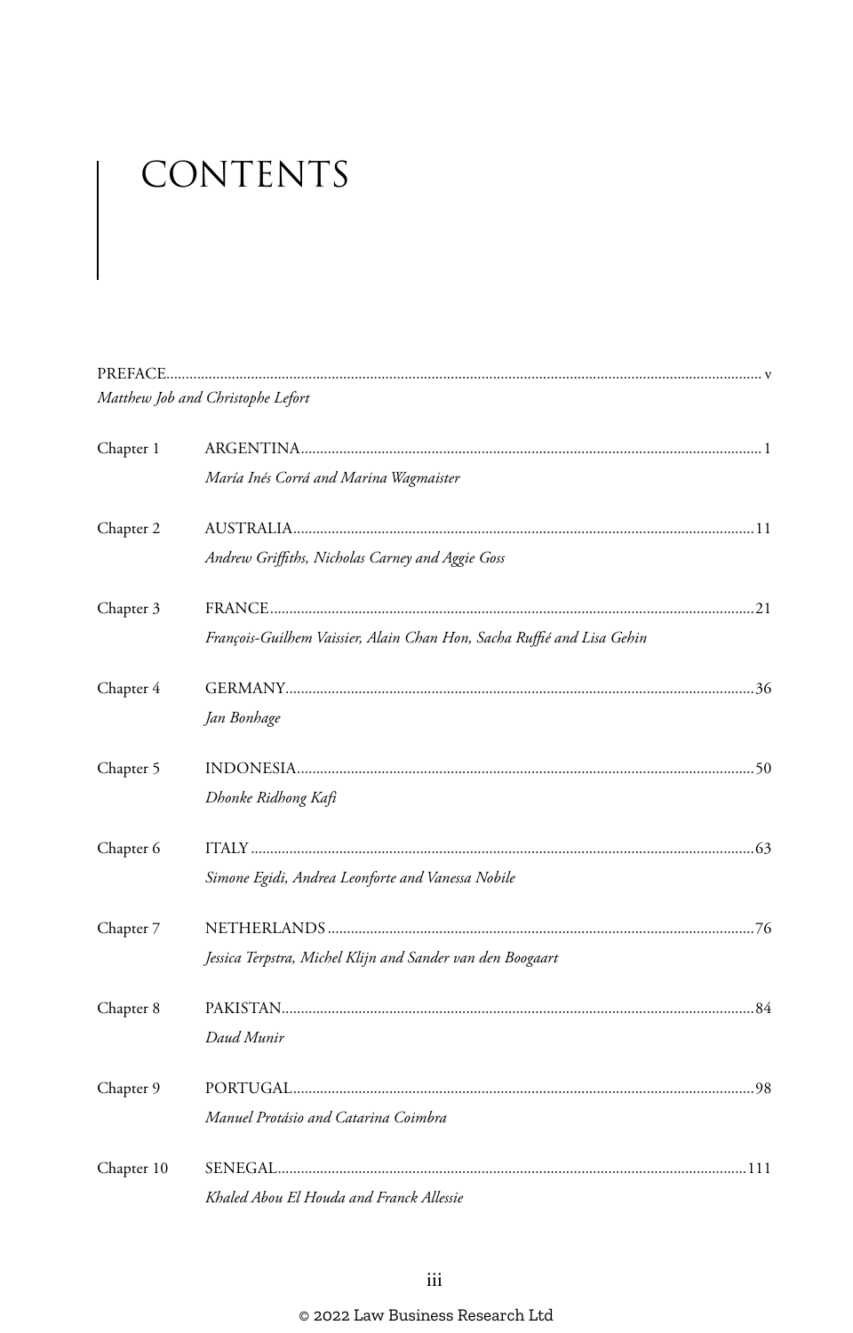# CONTENTS

PREFACE.......... v
*Matthew Job and Christophe Lefort*

Chapter 1 ARGENTINA.......... 1
*María Inés Corrá and Marina Wagmaister*

Chapter 2 AUSTRALIA.......... 11
*Andrew Griffiths, Nicholas Carney and Aggie Goss*

Chapter 3 FRANCE.......... 21
*François-Guilhem Vaissier, Alain Chan Hon, Sacha Ruffié and Lisa Gehin*

Chapter 4 GERMANY.......... 36
*Jan Bonhage*

Chapter 5 INDONESIA.......... 50
*Dhonke Ridhong Kafi*

Chapter 6 ITALY.......... 63
*Simone Egidi, Andrea Leonforte and Vanessa Nobile*

Chapter 7 NETHERLANDS.......... 76
*Jessica Terpstra, Michel Klijn and Sander van den Boogaart*

Chapter 8 PAKISTAN.......... 84
*Daud Munir*

Chapter 9 PORTUGAL.......... 98
*Manuel Protásio and Catarina Coimbra*

Chapter 10 SENEGAL.......... 111
*Khaled Abou El Houda and Franck Allessie*

© 2022 Law Business Research Ltd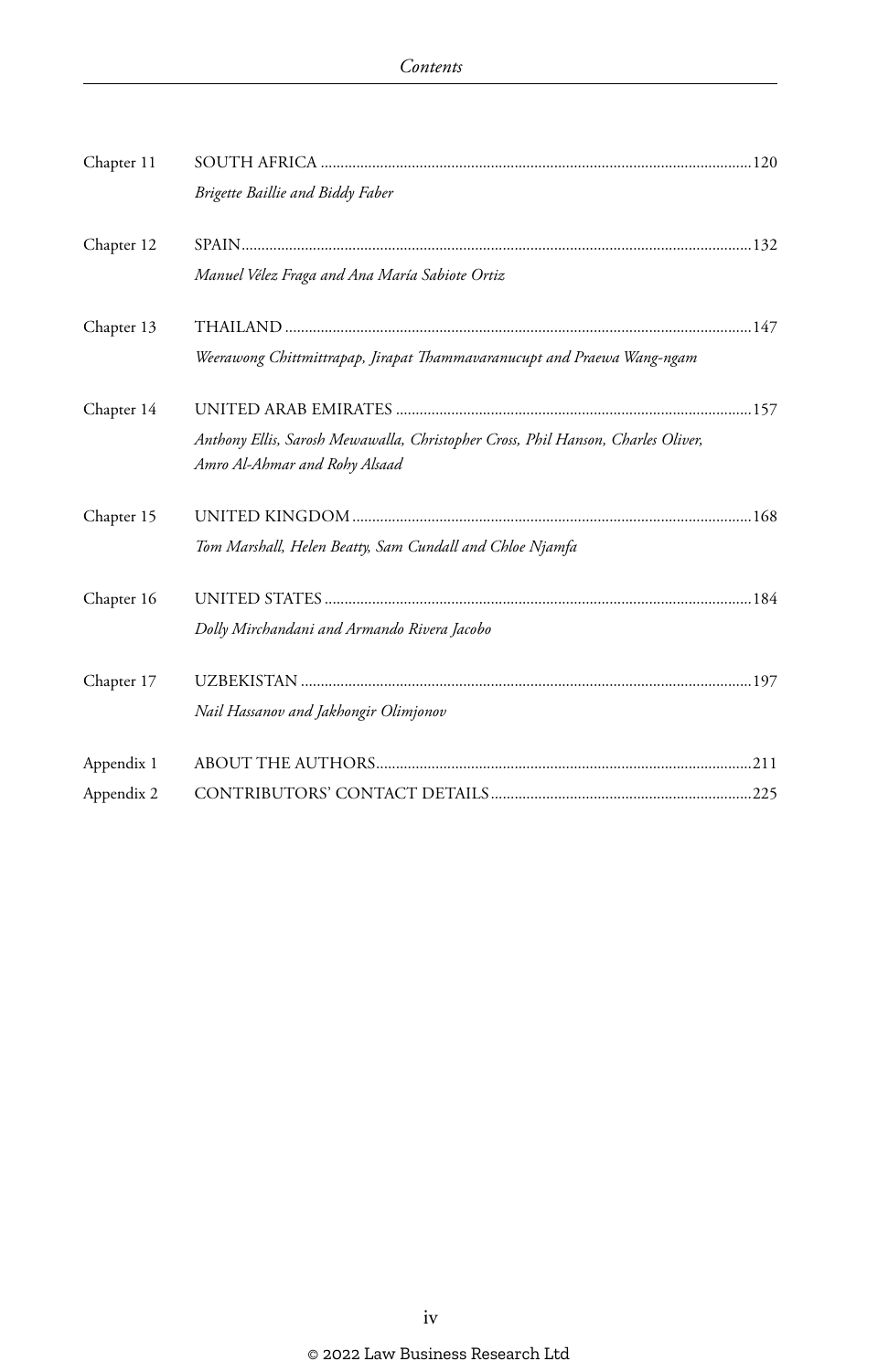Chapter 11 SOUTH AFRICA ....120

*Brigette Baillie and Biddy Faber*

Chapter 12 SPAIN ....132

*Manuel Vélez Fraga and Ana María Sabiote Ortiz*

Chapter 13 THAILAND ....147

*Weerawong Chittmittrapap, Jirapat Thammavaranucupt and Praewa Wang-ngam*

Chapter 14 UNITED ARAB EMIRATES ....157

*Anthony Ellis, Sarosh Mewawalla, Christopher Cross, Phil Hanson, Charles Oliver, Amro Al-Ahmar and Rohy Alsaad*

Chapter 15 UNITED KINGDOM ....168

*Tom Marshall, Helen Beatty, Sam Cundall and Chloe Njamfa*

Chapter 16 UNITED STATES ....184

*Dolly Mirchandani and Armando Rivera Jacobo*

Chapter 17 UZBEKISTAN ....197

*Nail Hassanov and Jakhongir Olimjonov*

Appendix 1 ABOUT THE AUTHORS ....211

Appendix 2 CONTRIBUTORS' CONTACT DETAILS ....225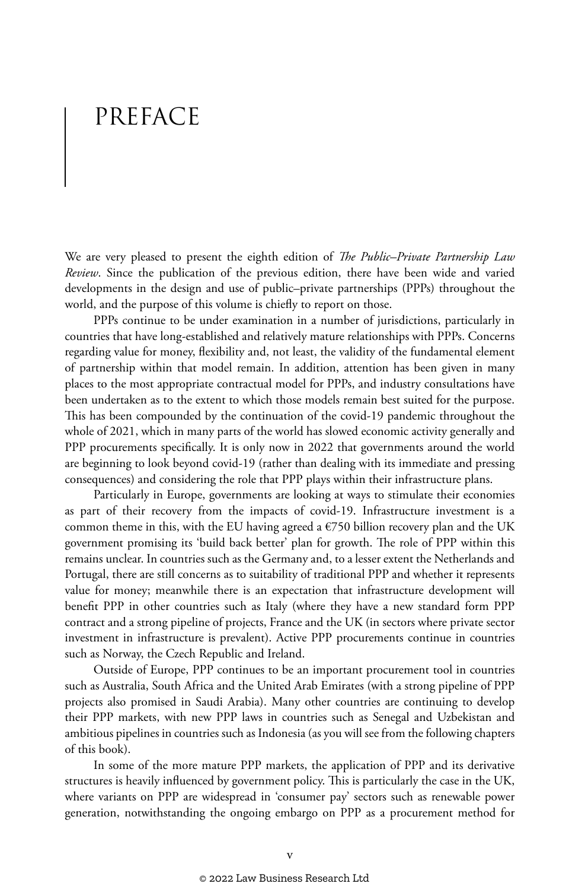# PREFACE

We are very pleased to present the eighth edition of *The Public–Private Partnership Law Review*. Since the publication of the previous edition, there have been wide and varied developments in the design and use of public–private partnerships (PPPs) throughout the world, and the purpose of this volume is chiefly to report on those.

PPPs continue to be under examination in a number of jurisdictions, particularly in countries that have long-established and relatively mature relationships with PPPs. Concerns regarding value for money, flexibility and, not least, the validity of the fundamental element of partnership within that model remain. In addition, attention has been given in many places to the most appropriate contractual model for PPPs, and industry consultations have been undertaken as to the extent to which those models remain best suited for the purpose. This has been compounded by the continuation of the covid-19 pandemic throughout the whole of 2021, which in many parts of the world has slowed economic activity generally and PPP procurements specifically. It is only now in 2022 that governments around the world are beginning to look beyond covid-19 (rather than dealing with its immediate and pressing consequences) and considering the role that PPP plays within their infrastructure plans.

Particularly in Europe, governments are looking at ways to stimulate their economies as part of their recovery from the impacts of covid-19. Infrastructure investment is a common theme in this, with the EU having agreed a €750 billion recovery plan and the UK government promising its 'build back better' plan for growth. The role of PPP within this remains unclear. In countries such as the Germany and, to a lesser extent the Netherlands and Portugal, there are still concerns as to suitability of traditional PPP and whether it represents value for money; meanwhile there is an expectation that infrastructure development will benefit PPP in other countries such as Italy (where they have a new standard form PPP contract and a strong pipeline of projects, France and the UK (in sectors where private sector investment in infrastructure is prevalent). Active PPP procurements continue in countries such as Norway, the Czech Republic and Ireland.

Outside of Europe, PPP continues to be an important procurement tool in countries such as Australia, South Africa and the United Arab Emirates (with a strong pipeline of PPP projects also promised in Saudi Arabia). Many other countries are continuing to develop their PPP markets, with new PPP laws in countries such as Senegal and Uzbekistan and ambitious pipelines in countries such as Indonesia (as you will see from the following chapters of this book).

In some of the more mature PPP markets, the application of PPP and its derivative structures is heavily influenced by government policy. This is particularly the case in the UK, where variants on PPP are widespread in 'consumer pay' sectors such as renewable power generation, notwithstanding the ongoing embargo on PPP as a procurement method for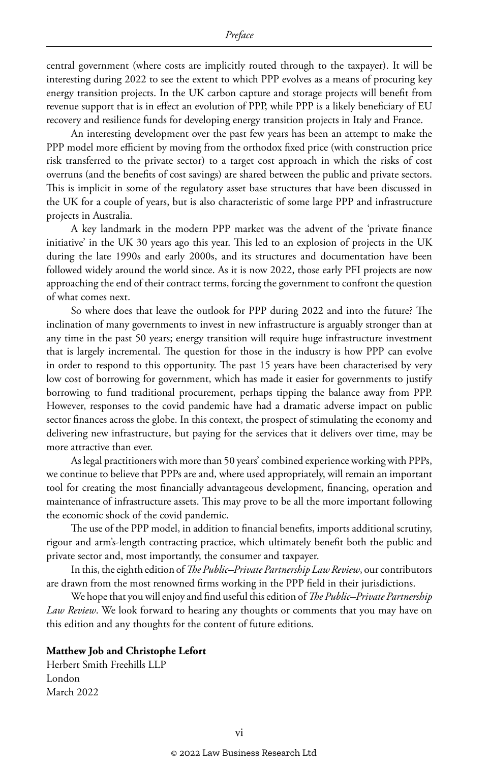central government (where costs are implicitly routed through to the taxpayer). It will be interesting during 2022 to see the extent to which PPP evolves as a means of procuring key energy transition projects. In the UK carbon capture and storage projects will benefit from revenue support that is in effect an evolution of PPP, while PPP is a likely beneficiary of EU recovery and resilience funds for developing energy transition projects in Italy and France.

An interesting development over the past few years has been an attempt to make the PPP model more efficient by moving from the orthodox fixed price (with construction price risk transferred to the private sector) to a target cost approach in which the risks of cost overruns (and the benefits of cost savings) are shared between the public and private sectors. This is implicit in some of the regulatory asset base structures that have been discussed in the UK for a couple of years, but is also characteristic of some large PPP and infrastructure projects in Australia.

A key landmark in the modern PPP market was the advent of the 'private finance initiative' in the UK 30 years ago this year. This led to an explosion of projects in the UK during the late 1990s and early 2000s, and its structures and documentation have been followed widely around the world since. As it is now 2022, those early PFI projects are now approaching the end of their contract terms, forcing the government to confront the question of what comes next.

So where does that leave the outlook for PPP during 2022 and into the future? The inclination of many governments to invest in new infrastructure is arguably stronger than at any time in the past 50 years; energy transition will require huge infrastructure investment that is largely incremental. The question for those in the industry is how PPP can evolve in order to respond to this opportunity. The past 15 years have been characterised by very low cost of borrowing for government, which has made it easier for governments to justify borrowing to fund traditional procurement, perhaps tipping the balance away from PPP. However, responses to the covid pandemic have had a dramatic adverse impact on public sector finances across the globe. In this context, the prospect of stimulating the economy and delivering new infrastructure, but paying for the services that it delivers over time, may be more attractive than ever.

As legal practitioners with more than 50 years' combined experience working with PPPs, we continue to believe that PPPs are and, where used appropriately, will remain an important tool for creating the most financially advantageous development, financing, operation and maintenance of infrastructure assets. This may prove to be all the more important following the economic shock of the covid pandemic.

The use of the PPP model, in addition to financial benefits, imports additional scrutiny, rigour and arm's-length contracting practice, which ultimately benefit both the public and private sector and, most importantly, the consumer and taxpayer.

In this, the eighth edition of *The Public–Private Partnership Law Review*, our contributors are drawn from the most renowned firms working in the PPP field in their jurisdictions.

We hope that you will enjoy and find useful this edition of *The Public–Private Partnership Law Review*. We look forward to hearing any thoughts or comments that you may have on this edition and any thoughts for the content of future editions.

**Matthew Job and Christophe Lefort**
Herbert Smith Freehills LLP
London
March 2022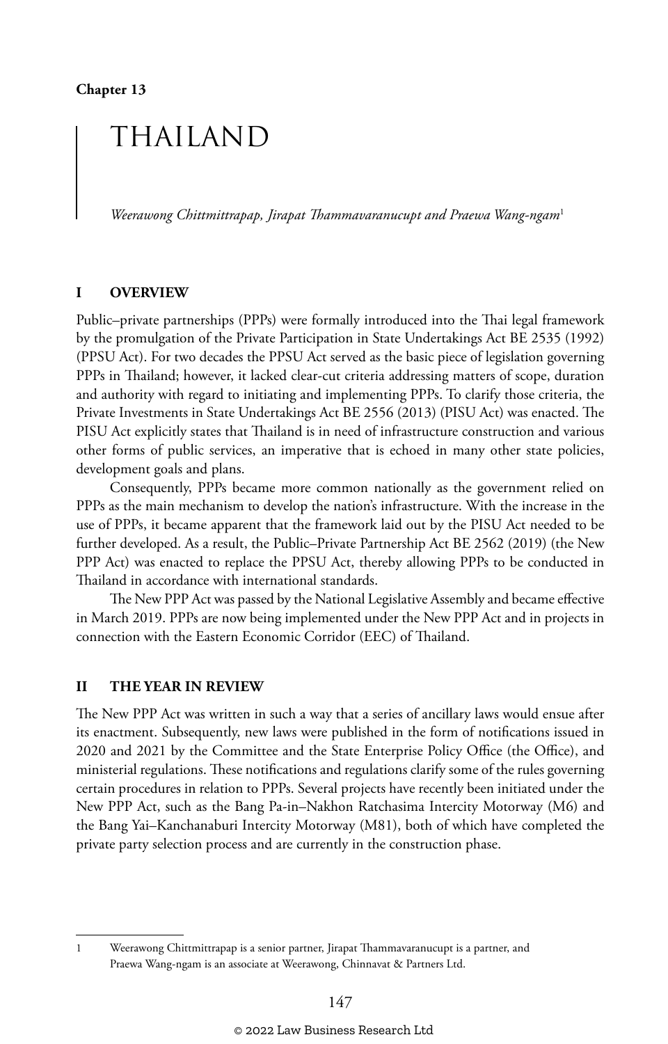Chapter 13

# THAILAND

*Weerawong Chittmittrapap, Jirapat Thammavaranucupt and Praewa Wang-ngam*[1]

## I OVERVIEW

Public–private partnerships (PPPs) were formally introduced into the Thai legal framework by the promulgation of the Private Participation in State Undertakings Act BE 2535 (1992) (PPSU Act). For two decades the PPSU Act served as the basic piece of legislation governing PPPs in Thailand; however, it lacked clear-cut criteria addressing matters of scope, duration and authority with regard to initiating and implementing PPPs. To clarify those criteria, the Private Investments in State Undertakings Act BE 2556 (2013) (PISU Act) was enacted. The PISU Act explicitly states that Thailand is in need of infrastructure construction and various other forms of public services, an imperative that is echoed in many other state policies, development goals and plans.

Consequently, PPPs became more common nationally as the government relied on PPPs as the main mechanism to develop the nation's infrastructure. With the increase in the use of PPPs, it became apparent that the framework laid out by the PISU Act needed to be further developed. As a result, the Public–Private Partnership Act BE 2562 (2019) (the New PPP Act) was enacted to replace the PPSU Act, thereby allowing PPPs to be conducted in Thailand in accordance with international standards.

The New PPP Act was passed by the National Legislative Assembly and became effective in March 2019. PPPs are now being implemented under the New PPP Act and in projects in connection with the Eastern Economic Corridor (EEC) of Thailand.

## II THE YEAR IN REVIEW

The New PPP Act was written in such a way that a series of ancillary laws would ensue after its enactment. Subsequently, new laws were published in the form of notifications issued in 2020 and 2021 by the Committee and the State Enterprise Policy Office (the Office), and ministerial regulations. These notifications and regulations clarify some of the rules governing certain procedures in relation to PPPs. Several projects have recently been initiated under the New PPP Act, such as the Bang Pa-in–Nakhon Ratchasima Intercity Motorway (M6) and the Bang Yai–Kanchanaburi Intercity Motorway (M81), both of which have completed the private party selection process and are currently in the construction phase.

---

1 Weerawong Chittmittrapap is a senior partner, Jirapat Thammavaranucupt is a partner, and Praewa Wang-ngam is an associate at Weerawong, Chinnavat & Partners Ltd.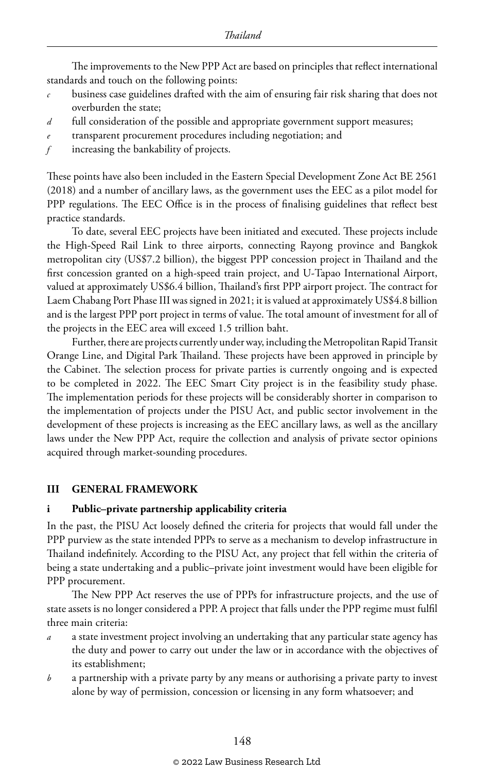The improvements to the New PPP Act are based on principles that reflect international standards and touch on the following points:

*c* business case guidelines drafted with the aim of ensuring fair risk sharing that does not overburden the state;

*d* full consideration of the possible and appropriate government support measures;

*e* transparent procurement procedures including negotiation; and

*f* increasing the bankability of projects.

These points have also been included in the Eastern Special Development Zone Act BE 2561 (2018) and a number of ancillary laws, as the government uses the EEC as a pilot model for PPP regulations. The EEC Office is in the process of finalising guidelines that reflect best practice standards.

To date, several EEC projects have been initiated and executed. These projects include the High-Speed Rail Link to three airports, connecting Rayong province and Bangkok metropolitan city (US$7.2 billion), the biggest PPP concession project in Thailand and the first concession granted on a high-speed train project, and U-Tapao International Airport, valued at approximately US$6.4 billion, Thailand's first PPP airport project. The contract for Laem Chabang Port Phase III was signed in 2021; it is valued at approximately US$4.8 billion and is the largest PPP port project in terms of value. The total amount of investment for all of the projects in the EEC area will exceed 1.5 trillion baht.

Further, there are projects currently under way, including the Metropolitan Rapid Transit Orange Line, and Digital Park Thailand. These projects have been approved in principle by the Cabinet. The selection process for private parties is currently ongoing and is expected to be completed in 2022. The EEC Smart City project is in the feasibility study phase. The implementation periods for these projects will be considerably shorter in comparison to the implementation of projects under the PISU Act, and public sector involvement in the development of these projects is increasing as the EEC ancillary laws, as well as the ancillary laws under the New PPP Act, require the collection and analysis of private sector opinions acquired through market-sounding procedures.

## III GENERAL FRAMEWORK

### i Public–private partnership applicability criteria

In the past, the PISU Act loosely defined the criteria for projects that would fall under the PPP purview as the state intended PPPs to serve as a mechanism to develop infrastructure in Thailand indefinitely. According to the PISU Act, any project that fell within the criteria of being a state undertaking and a public–private joint investment would have been eligible for PPP procurement.

The New PPP Act reserves the use of PPPs for infrastructure projects, and the use of state assets is no longer considered a PPP. A project that falls under the PPP regime must fulfil three main criteria:

*a* a state investment project involving an undertaking that any particular state agency has the duty and power to carry out under the law or in accordance with the objectives of its establishment;

*b* a partnership with a private party by any means or authorising a private party to invest alone by way of permission, concession or licensing in any form whatsoever; and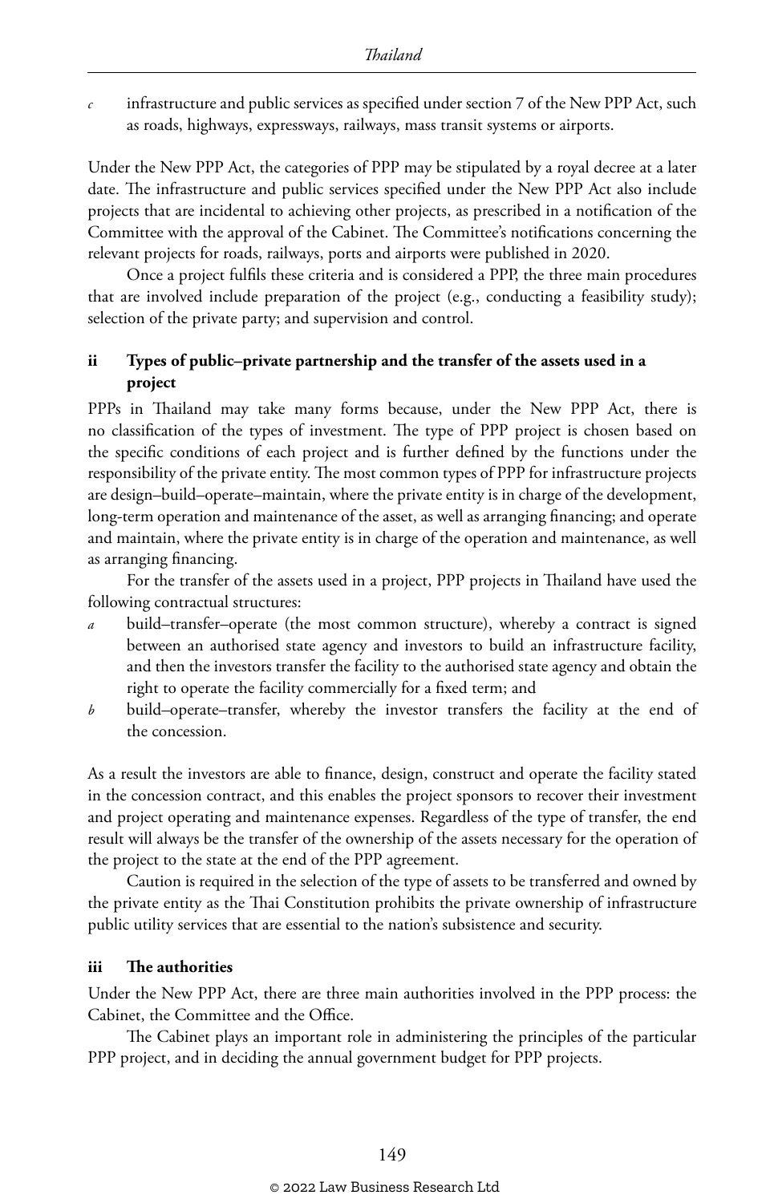*c* infrastructure and public services as specified under section 7 of the New PPP Act, such as roads, highways, expressways, railways, mass transit systems or airports.

Under the New PPP Act, the categories of PPP may be stipulated by a royal decree at a later date. The infrastructure and public services specified under the New PPP Act also include projects that are incidental to achieving other projects, as prescribed in a notification of the Committee with the approval of the Cabinet. The Committee's notifications concerning the relevant projects for roads, railways, ports and airports were published in 2020.

Once a project fulfils these criteria and is considered a PPP, the three main procedures that are involved include preparation of the project (e.g., conducting a feasibility study); selection of the private party; and supervision and control.

### ii Types of public–private partnership and the transfer of the assets used in a project

PPPs in Thailand may take many forms because, under the New PPP Act, there is no classification of the types of investment. The type of PPP project is chosen based on the specific conditions of each project and is further defined by the functions under the responsibility of the private entity. The most common types of PPP for infrastructure projects are design–build–operate–maintain, where the private entity is in charge of the development, long-term operation and maintenance of the asset, as well as arranging financing; and operate and maintain, where the private entity is in charge of the operation and maintenance, as well as arranging financing.

For the transfer of the assets used in a project, PPP projects in Thailand have used the following contractual structures:

*a* build–transfer–operate (the most common structure), whereby a contract is signed between an authorised state agency and investors to build an infrastructure facility, and then the investors transfer the facility to the authorised state agency and obtain the right to operate the facility commercially for a fixed term; and

*b* build–operate–transfer, whereby the investor transfers the facility at the end of the concession.

As a result the investors are able to finance, design, construct and operate the facility stated in the concession contract, and this enables the project sponsors to recover their investment and project operating and maintenance expenses. Regardless of the type of transfer, the end result will always be the transfer of the ownership of the assets necessary for the operation of the project to the state at the end of the PPP agreement.

Caution is required in the selection of the type of assets to be transferred and owned by the private entity as the Thai Constitution prohibits the private ownership of infrastructure public utility services that are essential to the nation's subsistence and security.

### iii The authorities

Under the New PPP Act, there are three main authorities involved in the PPP process: the Cabinet, the Committee and the Office.

The Cabinet plays an important role in administering the principles of the particular PPP project, and in deciding the annual government budget for PPP projects.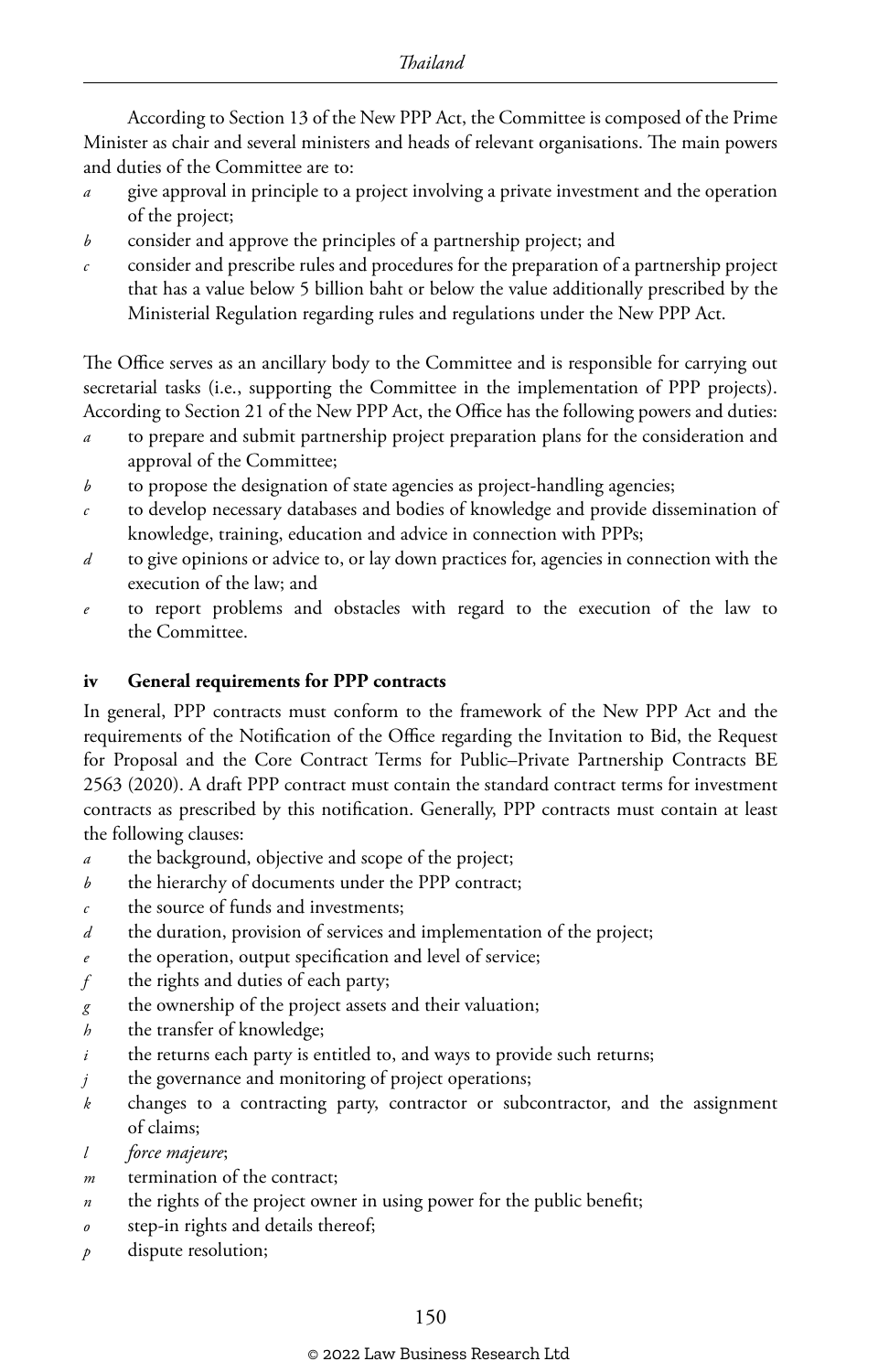According to Section 13 of the New PPP Act, the Committee is composed of the Prime Minister as chair and several ministers and heads of relevant organisations. The main powers and duties of the Committee are to:

*a* give approval in principle to a project involving a private investment and the operation of the project;

*b* consider and approve the principles of a partnership project; and

*c* consider and prescribe rules and procedures for the preparation of a partnership project that has a value below 5 billion baht or below the value additionally prescribed by the Ministerial Regulation regarding rules and regulations under the New PPP Act.

The Office serves as an ancillary body to the Committee and is responsible for carrying out secretarial tasks (i.e., supporting the Committee in the implementation of PPP projects). According to Section 21 of the New PPP Act, the Office has the following powers and duties:

*a* to prepare and submit partnership project preparation plans for the consideration and approval of the Committee;

*b* to propose the designation of state agencies as project-handling agencies;

*c* to develop necessary databases and bodies of knowledge and provide dissemination of knowledge, training, education and advice in connection with PPPs;

*d* to give opinions or advice to, or lay down practices for, agencies in connection with the execution of the law; and

*e* to report problems and obstacles with regard to the execution of the law to the Committee.

### iv General requirements for PPP contracts

In general, PPP contracts must conform to the framework of the New PPP Act and the requirements of the Notification of the Office regarding the Invitation to Bid, the Request for Proposal and the Core Contract Terms for Public–Private Partnership Contracts BE 2563 (2020). A draft PPP contract must contain the standard contract terms for investment contracts as prescribed by this notification. Generally, PPP contracts must contain at least the following clauses:

*a* the background, objective and scope of the project;

*b* the hierarchy of documents under the PPP contract;

*c* the source of funds and investments;

*d* the duration, provision of services and implementation of the project;

*e* the operation, output specification and level of service;

*f* the rights and duties of each party;

*g* the ownership of the project assets and their valuation;

*h* the transfer of knowledge;

*i* the returns each party is entitled to, and ways to provide such returns;

*j* the governance and monitoring of project operations;

*k* changes to a contracting party, contractor or subcontractor, and the assignment of claims;

*l* *force majeure*;

*m* termination of the contract;

*n* the rights of the project owner in using power for the public benefit;

*o* step-in rights and details thereof;

*p* dispute resolution;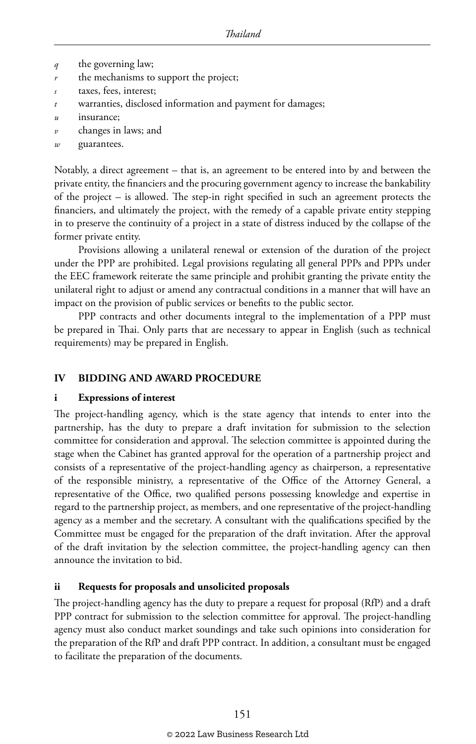*q* the governing law;
*r* the mechanisms to support the project;
*s* taxes, fees, interest;
*t* warranties, disclosed information and payment for damages;
*u* insurance;
*v* changes in laws; and
*w* guarantees.

Notably, a direct agreement – that is, an agreement to be entered into by and between the private entity, the financiers and the procuring government agency to increase the bankability of the project – is allowed. The step-in right specified in such an agreement protects the financiers, and ultimately the project, with the remedy of a capable private entity stepping in to preserve the continuity of a project in a state of distress induced by the collapse of the former private entity.

Provisions allowing a unilateral renewal or extension of the duration of the project under the PPP are prohibited. Legal provisions regulating all general PPPs and PPPs under the EEC framework reiterate the same principle and prohibit granting the private entity the unilateral right to adjust or amend any contractual conditions in a manner that will have an impact on the provision of public services or benefits to the public sector.

PPP contracts and other documents integral to the implementation of a PPP must be prepared in Thai. Only parts that are necessary to appear in English (such as technical requirements) may be prepared in English.

## IV BIDDING AND AWARD PROCEDURE

### i Expressions of interest

The project-handling agency, which is the state agency that intends to enter into the partnership, has the duty to prepare a draft invitation for submission to the selection committee for consideration and approval. The selection committee is appointed during the stage when the Cabinet has granted approval for the operation of a partnership project and consists of a representative of the project-handling agency as chairperson, a representative of the responsible ministry, a representative of the Office of the Attorney General, a representative of the Office, two qualified persons possessing knowledge and expertise in regard to the partnership project, as members, and one representative of the project-handling agency as a member and the secretary. A consultant with the qualifications specified by the Committee must be engaged for the preparation of the draft invitation. After the approval of the draft invitation by the selection committee, the project-handling agency can then announce the invitation to bid.

### ii Requests for proposals and unsolicited proposals

The project-handling agency has the duty to prepare a request for proposal (RfP) and a draft PPP contract for submission to the selection committee for approval. The project-handling agency must also conduct market soundings and take such opinions into consideration for the preparation of the RfP and draft PPP contract. In addition, a consultant must be engaged to facilitate the preparation of the documents.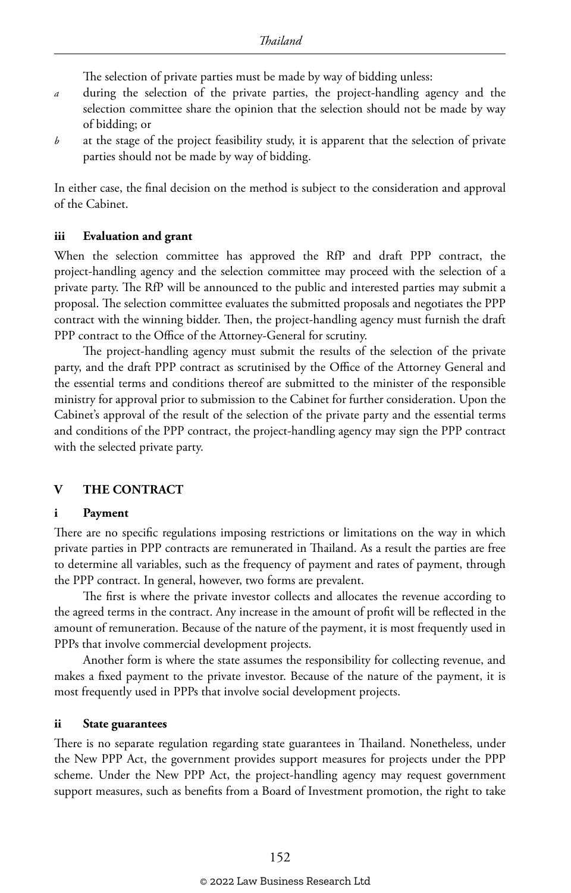The selection of private parties must be made by way of bidding unless:

*a* during the selection of the private parties, the project-handling agency and the selection committee share the opinion that the selection should not be made by way of bidding; or

*b* at the stage of the project feasibility study, it is apparent that the selection of private parties should not be made by way of bidding.

In either case, the final decision on the method is subject to the consideration and approval of the Cabinet.

#### iii Evaluation and grant

When the selection committee has approved the RfP and draft PPP contract, the project-handling agency and the selection committee may proceed with the selection of a private party. The RfP will be announced to the public and interested parties may submit a proposal. The selection committee evaluates the submitted proposals and negotiates the PPP contract with the winning bidder. Then, the project-handling agency must furnish the draft PPP contract to the Office of the Attorney-General for scrutiny.

The project-handling agency must submit the results of the selection of the private party, and the draft PPP contract as scrutinised by the Office of the Attorney General and the essential terms and conditions thereof are submitted to the minister of the responsible ministry for approval prior to submission to the Cabinet for further consideration. Upon the Cabinet's approval of the result of the selection of the private party and the essential terms and conditions of the PPP contract, the project-handling agency may sign the PPP contract with the selected private party.

## V THE CONTRACT

#### i Payment

There are no specific regulations imposing restrictions or limitations on the way in which private parties in PPP contracts are remunerated in Thailand. As a result the parties are free to determine all variables, such as the frequency of payment and rates of payment, through the PPP contract. In general, however, two forms are prevalent.

The first is where the private investor collects and allocates the revenue according to the agreed terms in the contract. Any increase in the amount of profit will be reflected in the amount of remuneration. Because of the nature of the payment, it is most frequently used in PPPs that involve commercial development projects.

Another form is where the state assumes the responsibility for collecting revenue, and makes a fixed payment to the private investor. Because of the nature of the payment, it is most frequently used in PPPs that involve social development projects.

#### ii State guarantees

There is no separate regulation regarding state guarantees in Thailand. Nonetheless, under the New PPP Act, the government provides support measures for projects under the PPP scheme. Under the New PPP Act, the project-handling agency may request government support measures, such as benefits from a Board of Investment promotion, the right to take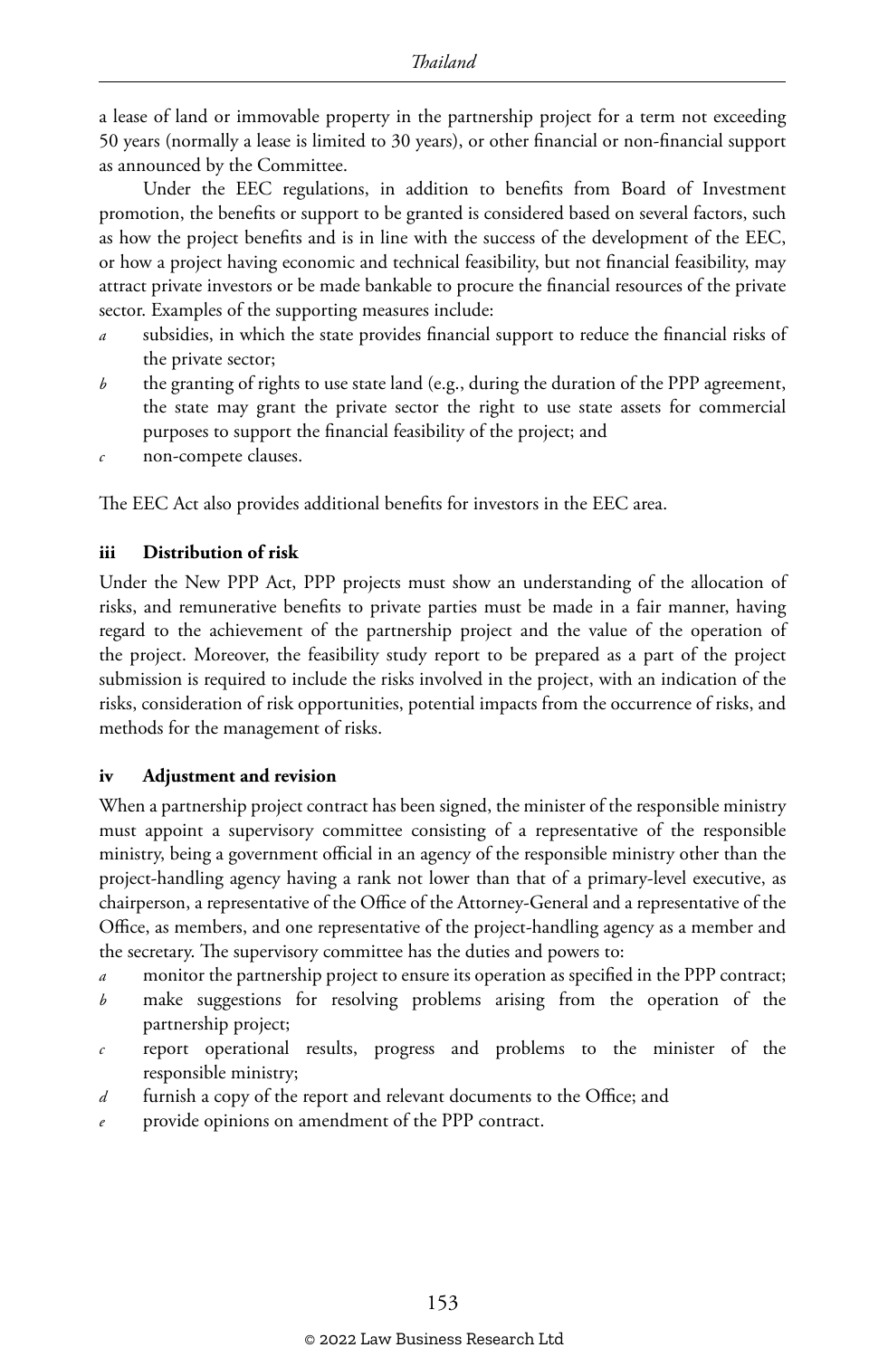a lease of land or immovable property in the partnership project for a term not exceeding 50 years (normally a lease is limited to 30 years), or other financial or non-financial support as announced by the Committee.

Under the EEC regulations, in addition to benefits from Board of Investment promotion, the benefits or support to be granted is considered based on several factors, such as how the project benefits and is in line with the success of the development of the EEC, or how a project having economic and technical feasibility, but not financial feasibility, may attract private investors or be made bankable to procure the financial resources of the private sector. Examples of the supporting measures include:

*a* subsidies, in which the state provides financial support to reduce the financial risks of the private sector;

*b* the granting of rights to use state land (e.g., during the duration of the PPP agreement, the state may grant the private sector the right to use state assets for commercial purposes to support the financial feasibility of the project; and

*c* non-compete clauses.

The EEC Act also provides additional benefits for investors in the EEC area.

### iii Distribution of risk

Under the New PPP Act, PPP projects must show an understanding of the allocation of risks, and remunerative benefits to private parties must be made in a fair manner, having regard to the achievement of the partnership project and the value of the operation of the project. Moreover, the feasibility study report to be prepared as a part of the project submission is required to include the risks involved in the project, with an indication of the risks, consideration of risk opportunities, potential impacts from the occurrence of risks, and methods for the management of risks.

### iv Adjustment and revision

When a partnership project contract has been signed, the minister of the responsible ministry must appoint a supervisory committee consisting of a representative of the responsible ministry, being a government official in an agency of the responsible ministry other than the project-handling agency having a rank not lower than that of a primary-level executive, as chairperson, a representative of the Office of the Attorney-General and a representative of the Office, as members, and one representative of the project-handling agency as a member and the secretary. The supervisory committee has the duties and powers to:

*a* monitor the partnership project to ensure its operation as specified in the PPP contract;

*b* make suggestions for resolving problems arising from the operation of the partnership project;

*c* report operational results, progress and problems to the minister of the responsible ministry;

*d* furnish a copy of the report and relevant documents to the Office; and

*e* provide opinions on amendment of the PPP contract.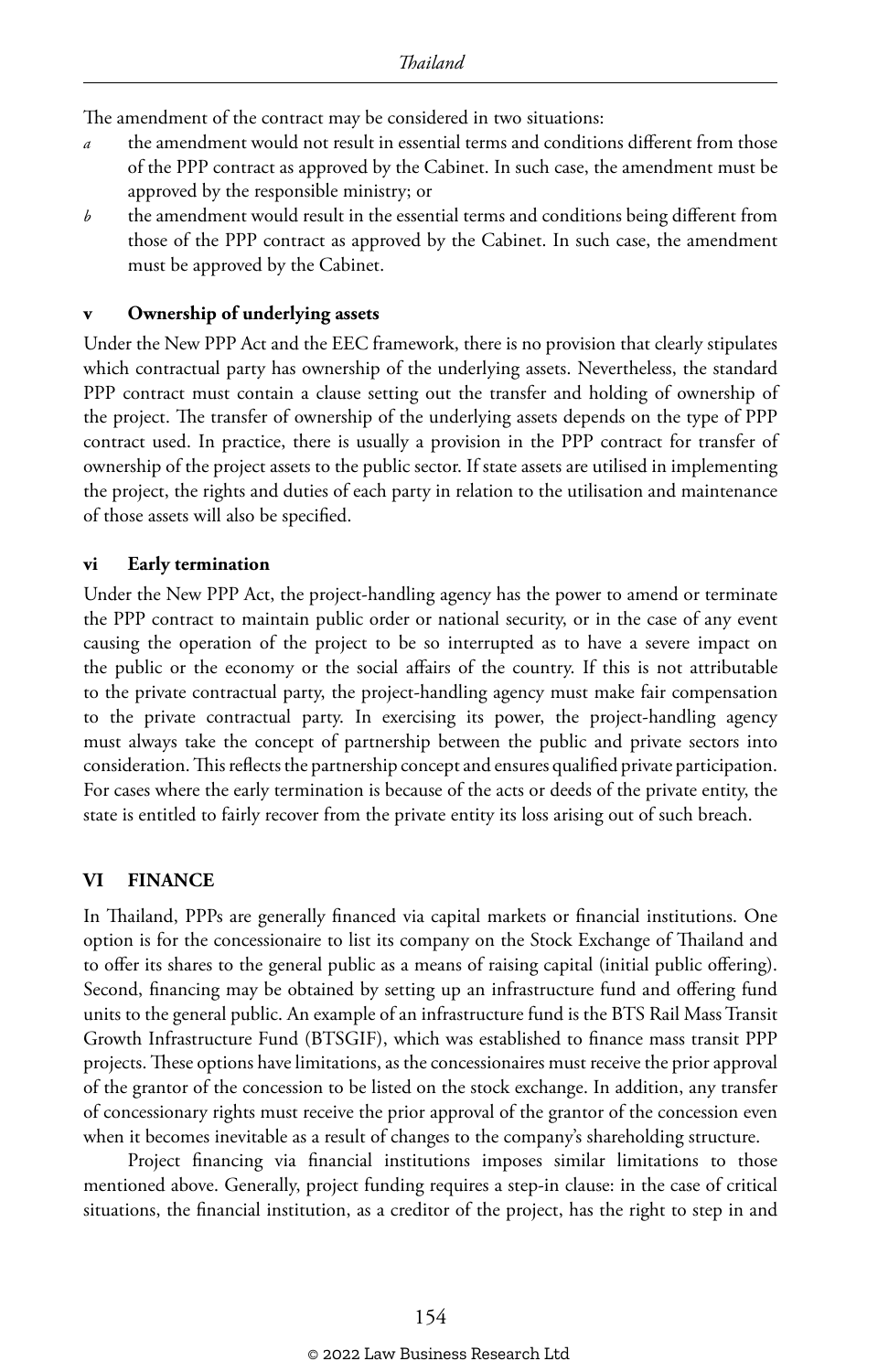The amendment of the contract may be considered in two situations:

- *a* the amendment would not result in essential terms and conditions different from those of the PPP contract as approved by the Cabinet. In such case, the amendment must be approved by the responsible ministry; or
- *b* the amendment would result in the essential terms and conditions being different from those of the PPP contract as approved by the Cabinet. In such case, the amendment must be approved by the Cabinet.

### v Ownership of underlying assets

Under the New PPP Act and the EEC framework, there is no provision that clearly stipulates which contractual party has ownership of the underlying assets. Nevertheless, the standard PPP contract must contain a clause setting out the transfer and holding of ownership of the project. The transfer of ownership of the underlying assets depends on the type of PPP contract used. In practice, there is usually a provision in the PPP contract for transfer of ownership of the project assets to the public sector. If state assets are utilised in implementing the project, the rights and duties of each party in relation to the utilisation and maintenance of those assets will also be specified.

### vi Early termination

Under the New PPP Act, the project-handling agency has the power to amend or terminate the PPP contract to maintain public order or national security, or in the case of any event causing the operation of the project to be so interrupted as to have a severe impact on the public or the economy or the social affairs of the country. If this is not attributable to the private contractual party, the project-handling agency must make fair compensation to the private contractual party. In exercising its power, the project-handling agency must always take the concept of partnership between the public and private sectors into consideration. This reflects the partnership concept and ensures qualified private participation. For cases where the early termination is because of the acts or deeds of the private entity, the state is entitled to fairly recover from the private entity its loss arising out of such breach.

## VI FINANCE

In Thailand, PPPs are generally financed via capital markets or financial institutions. One option is for the concessionaire to list its company on the Stock Exchange of Thailand and to offer its shares to the general public as a means of raising capital (initial public offering). Second, financing may be obtained by setting up an infrastructure fund and offering fund units to the general public. An example of an infrastructure fund is the BTS Rail Mass Transit Growth Infrastructure Fund (BTSGIF), which was established to finance mass transit PPP projects. These options have limitations, as the concessionaires must receive the prior approval of the grantor of the concession to be listed on the stock exchange. In addition, any transfer of concessionary rights must receive the prior approval of the grantor of the concession even when it becomes inevitable as a result of changes to the company's shareholding structure.

Project financing via financial institutions imposes similar limitations to those mentioned above. Generally, project funding requires a step-in clause: in the case of critical situations, the financial institution, as a creditor of the project, has the right to step in and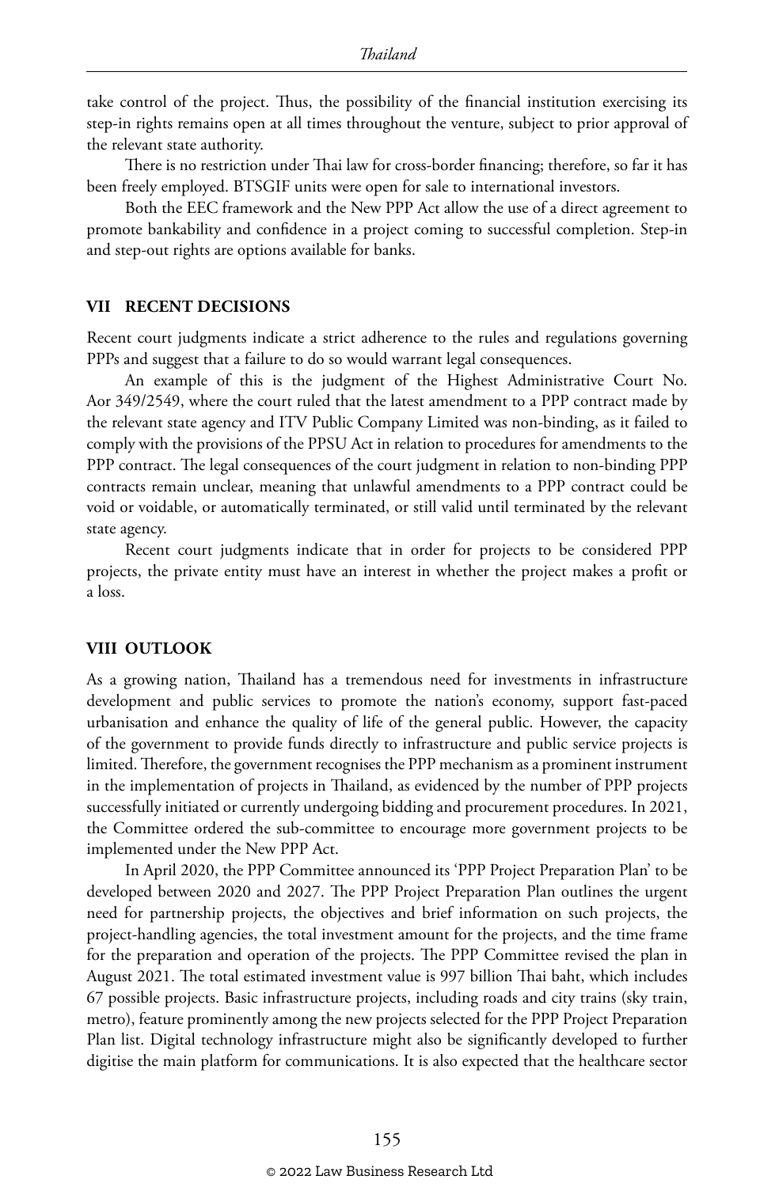take control of the project. Thus, the possibility of the financial institution exercising its step-in rights remains open at all times throughout the venture, subject to prior approval of the relevant state authority.

There is no restriction under Thai law for cross-border financing; therefore, so far it has been freely employed. BTSGIF units were open for sale to international investors.

Both the EEC framework and the New PPP Act allow the use of a direct agreement to promote bankability and confidence in a project coming to successful completion. Step-in and step-out rights are options available for banks.

## VII RECENT DECISIONS

Recent court judgments indicate a strict adherence to the rules and regulations governing PPPs and suggest that a failure to do so would warrant legal consequences.

An example of this is the judgment of the Highest Administrative Court No. Aor 349/2549, where the court ruled that the latest amendment to a PPP contract made by the relevant state agency and ITV Public Company Limited was non-binding, as it failed to comply with the provisions of the PPSU Act in relation to procedures for amendments to the PPP contract. The legal consequences of the court judgment in relation to non-binding PPP contracts remain unclear, meaning that unlawful amendments to a PPP contract could be void or voidable, or automatically terminated, or still valid until terminated by the relevant state agency.

Recent court judgments indicate that in order for projects to be considered PPP projects, the private entity must have an interest in whether the project makes a profit or a loss.

## VIII OUTLOOK

As a growing nation, Thailand has a tremendous need for investments in infrastructure development and public services to promote the nation's economy, support fast-paced urbanisation and enhance the quality of life of the general public. However, the capacity of the government to provide funds directly to infrastructure and public service projects is limited. Therefore, the government recognises the PPP mechanism as a prominent instrument in the implementation of projects in Thailand, as evidenced by the number of PPP projects successfully initiated or currently undergoing bidding and procurement procedures. In 2021, the Committee ordered the sub-committee to encourage more government projects to be implemented under the New PPP Act.

In April 2020, the PPP Committee announced its 'PPP Project Preparation Plan' to be developed between 2020 and 2027. The PPP Project Preparation Plan outlines the urgent need for partnership projects, the objectives and brief information on such projects, the project-handling agencies, the total investment amount for the projects, and the time frame for the preparation and operation of the projects. The PPP Committee revised the plan in August 2021. The total estimated investment value is 997 billion Thai baht, which includes 67 possible projects. Basic infrastructure projects, including roads and city trains (sky train, metro), feature prominently among the new projects selected for the PPP Project Preparation Plan list. Digital technology infrastructure might also be significantly developed to further digitise the main platform for communications. It is also expected that the healthcare sector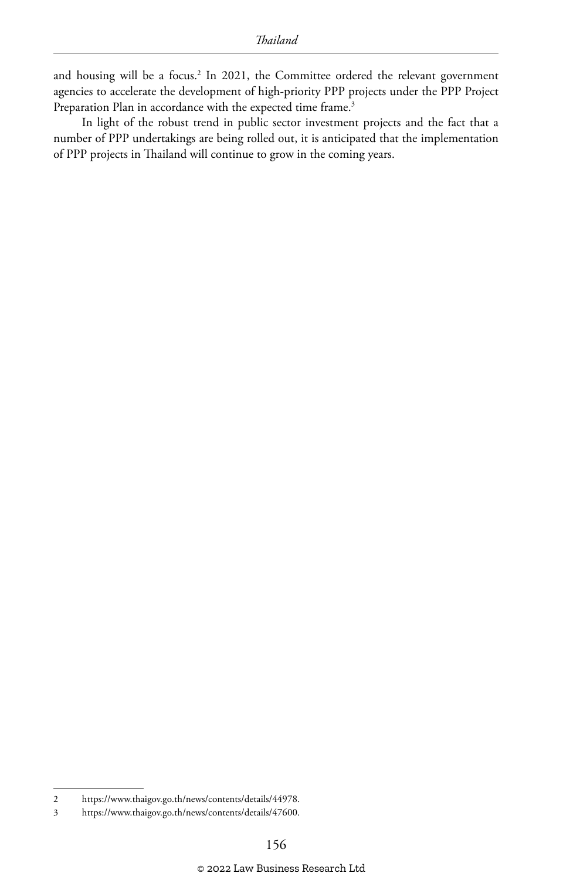and housing will be a focus.[2] In 2021, the Committee ordered the relevant government agencies to accelerate the development of high-priority PPP projects under the PPP Project Preparation Plan in accordance with the expected time frame.[3]

In light of the robust trend in public sector investment projects and the fact that a number of PPP undertakings are being rolled out, it is anticipated that the implementation of PPP projects in Thailand will continue to grow in the coming years.

---

2 https://www.thaigov.go.th/news/contents/details/44978.

3 https://www.thaigov.go.th/news/contents/details/47600.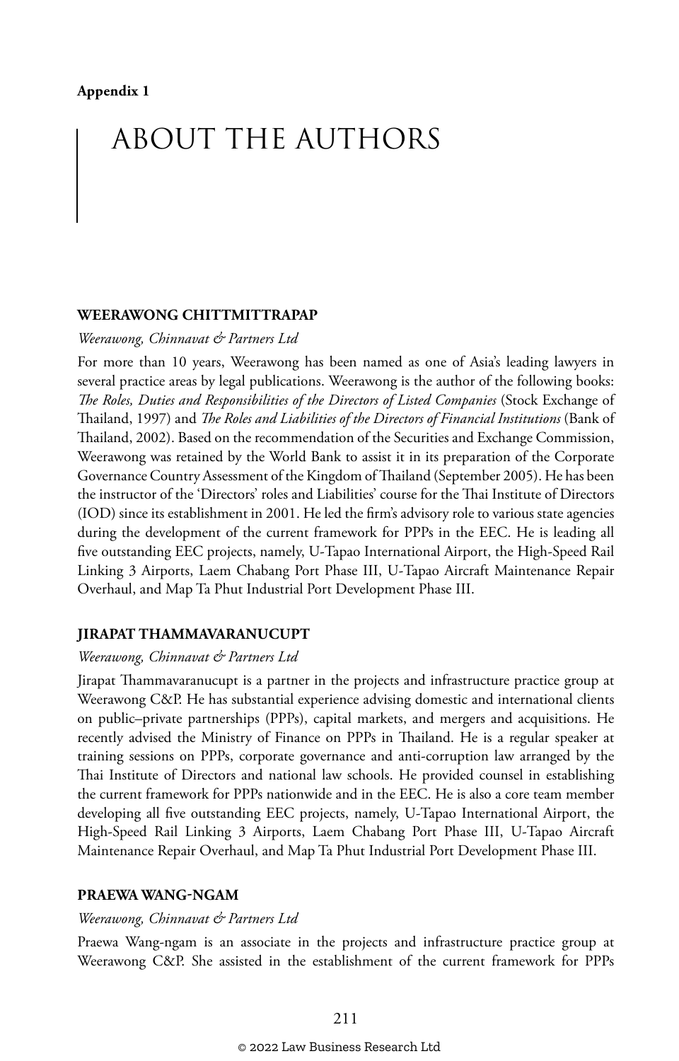**Appendix 1**

# ABOUT THE AUTHORS

### WEERAWONG CHITTMITTRAPAP

*Weerawong, Chinnavat & Partners Ltd*

For more than 10 years, Weerawong has been named as one of Asia's leading lawyers in several practice areas by legal publications. Weerawong is the author of the following books: *The Roles, Duties and Responsibilities of the Directors of Listed Companies* (Stock Exchange of Thailand, 1997) and *The Roles and Liabilities of the Directors of Financial Institutions* (Bank of Thailand, 2002). Based on the recommendation of the Securities and Exchange Commission, Weerawong was retained by the World Bank to assist it in its preparation of the Corporate Governance Country Assessment of the Kingdom of Thailand (September 2005). He has been the instructor of the 'Directors' roles and Liabilities' course for the Thai Institute of Directors (IOD) since its establishment in 2001. He led the firm's advisory role to various state agencies during the development of the current framework for PPPs in the EEC. He is leading all five outstanding EEC projects, namely, U-Tapao International Airport, the High-Speed Rail Linking 3 Airports, Laem Chabang Port Phase III, U-Tapao Aircraft Maintenance Repair Overhaul, and Map Ta Phut Industrial Port Development Phase III.

### JIRAPAT THAMMAVARANUCUPT

*Weerawong, Chinnavat & Partners Ltd*

Jirapat Thammavaranucupt is a partner in the projects and infrastructure practice group at Weerawong C&P. He has substantial experience advising domestic and international clients on public–private partnerships (PPPs), capital markets, and mergers and acquisitions. He recently advised the Ministry of Finance on PPPs in Thailand. He is a regular speaker at training sessions on PPPs, corporate governance and anti-corruption law arranged by the Thai Institute of Directors and national law schools. He provided counsel in establishing the current framework for PPPs nationwide and in the EEC. He is also a core team member developing all five outstanding EEC projects, namely, U-Tapao International Airport, the High-Speed Rail Linking 3 Airports, Laem Chabang Port Phase III, U-Tapao Aircraft Maintenance Repair Overhaul, and Map Ta Phut Industrial Port Development Phase III.

### PRAEWA WANG-NGAM

*Weerawong, Chinnavat & Partners Ltd*

Praewa Wang-ngam is an associate in the projects and infrastructure practice group at Weerawong C&P. She assisted in the establishment of the current framework for PPPs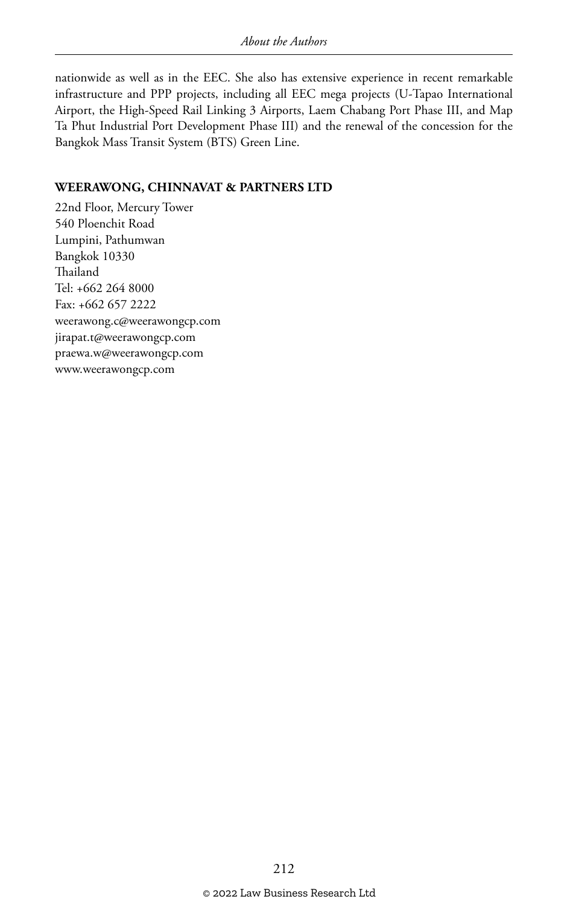nationwide as well as in the EEC. She also has extensive experience in recent remarkable infrastructure and PPP projects, including all EEC mega projects (U-Tapao International Airport, the High-Speed Rail Linking 3 Airports, Laem Chabang Port Phase III, and Map Ta Phut Industrial Port Development Phase III) and the renewal of the concession for the Bangkok Mass Transit System (BTS) Green Line.

**WEERAWONG, CHINNAVAT & PARTNERS LTD**

22nd Floor, Mercury Tower
540 Ploenchit Road
Lumpini, Pathumwan
Bangkok 10330
Thailand
Tel: +662 264 8000
Fax: +662 657 2222
weerawong.c@weerawongcp.com
jirapat.t@weerawongcp.com
praewa.w@weerawongcp.com
www.weerawongcp.com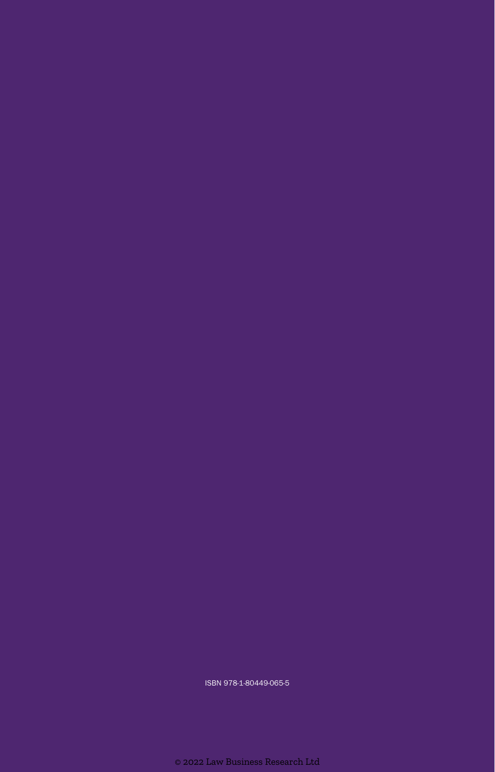ISBN 978-1-80449-065-5

© 2022 Law Business Research Ltd